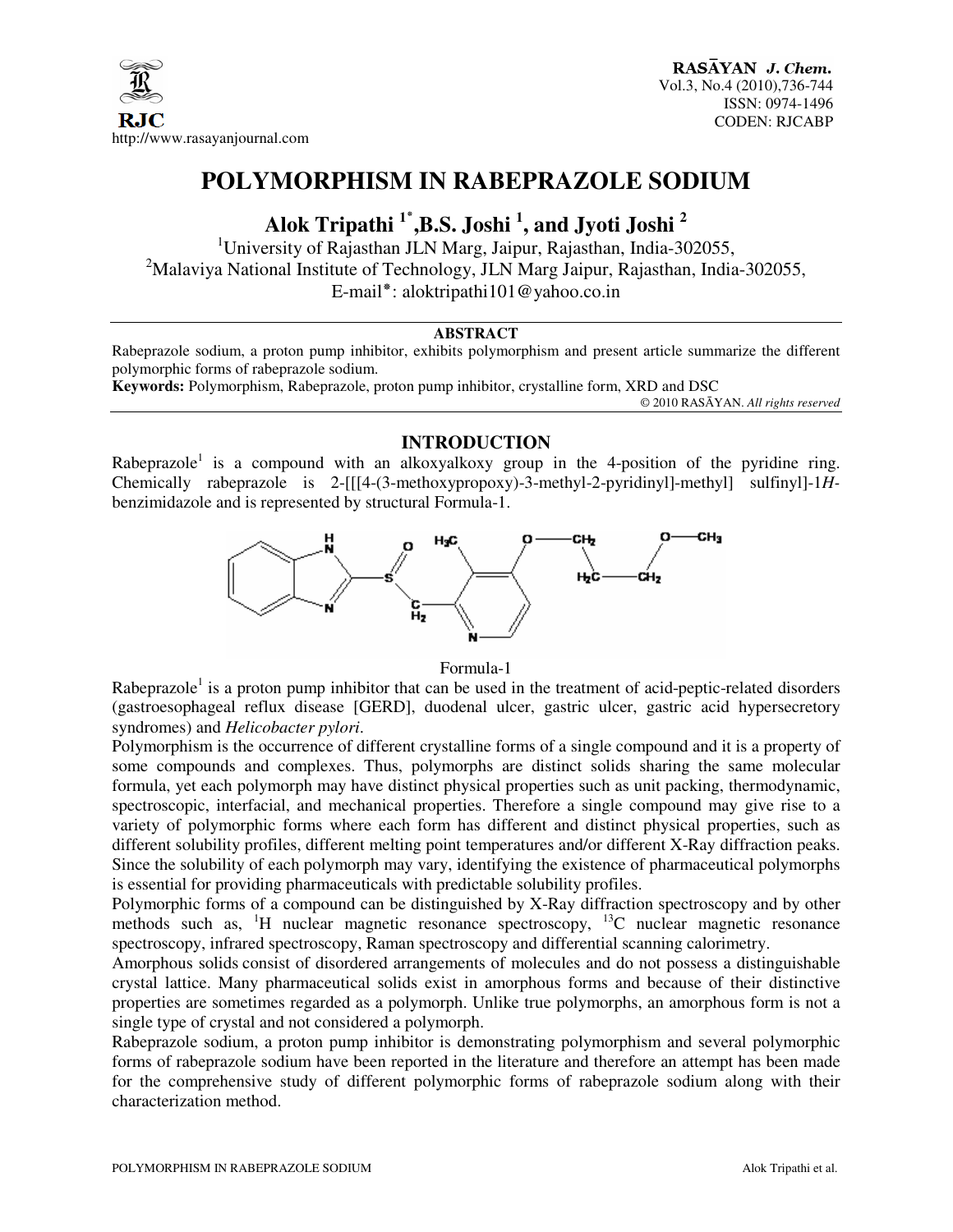# POLYMORPHISM IN RABEPRAZOLE SODIUM

**Alok Tripathi [1*], B.S. Joshi [1], and Jyoti Joshi [2]**

[1]University of Rajasthan JLN Marg, Jaipur, Rajasthan, India-302055,
[2]Malaviya National Institute of Technology, JLN Marg Jaipur, Rajasthan, India-302055,
E-mail*: aloktripathi101@yahoo.co.in

### ABSTRACT

Rabeprazole sodium, a proton pump inhibitor, exhibits polymorphism and present article summarize the different polymorphic forms of rabeprazole sodium.

**Keywords:** Polymorphism, Rabeprazole, proton pump inhibitor, crystalline form, XRD and DSC

© 2010 RASĀYAN. *All rights reserved*

## INTRODUCTION

Rabeprazole[1] is a compound with an alkoxyalkoxy group in the 4-position of the pyridine ring. Chemically rabeprazole is 2-[[[4-(3-methoxypropoxy)-3-methyl-2-pyridinyl]-methyl] sulfinyl]-1*H*-benzimidazole and is represented by structural Formula-1.

Formula-1

Rabeprazole[1] is a proton pump inhibitor that can be used in the treatment of acid-peptic-related disorders (gastroesophageal reflux disease [GERD], duodenal ulcer, gastric ulcer, gastric acid hypersecretory syndromes) and *Helicobacter pylori*.

Polymorphism is the occurrence of different crystalline forms of a single compound and it is a property of some compounds and complexes. Thus, polymorphs are distinct solids sharing the same molecular formula, yet each polymorph may have distinct physical properties such as unit packing, thermodynamic, spectroscopic, interfacial, and mechanical properties. Therefore a single compound may give rise to a variety of polymorphic forms where each form has different and distinct physical properties, such as different solubility profiles, different melting point temperatures and/or different X-Ray diffraction peaks. Since the solubility of each polymorph may vary, identifying the existence of pharmaceutical polymorphs is essential for providing pharmaceuticals with predictable solubility profiles.

Polymorphic forms of a compound can be distinguished by X-Ray diffraction spectroscopy and by other methods such as, $^{1}H$ nuclear magnetic resonance spectroscopy, $^{13}C$ nuclear magnetic resonance spectroscopy, infrared spectroscopy, Raman spectroscopy and differential scanning calorimetry.

Amorphous solids consist of disordered arrangements of molecules and do not possess a distinguishable crystal lattice. Many pharmaceutical solids exist in amorphous forms and because of their distinctive properties are sometimes regarded as a polymorph. Unlike true polymorphs, an amorphous form is not a single type of crystal and not considered a polymorph.

Rabeprazole sodium, a proton pump inhibitor is demonstrating polymorphism and several polymorphic forms of rabeprazole sodium have been reported in the literature and therefore an attempt has been made for the comprehensive study of different polymorphic forms of rabeprazole sodium along with their characterization method.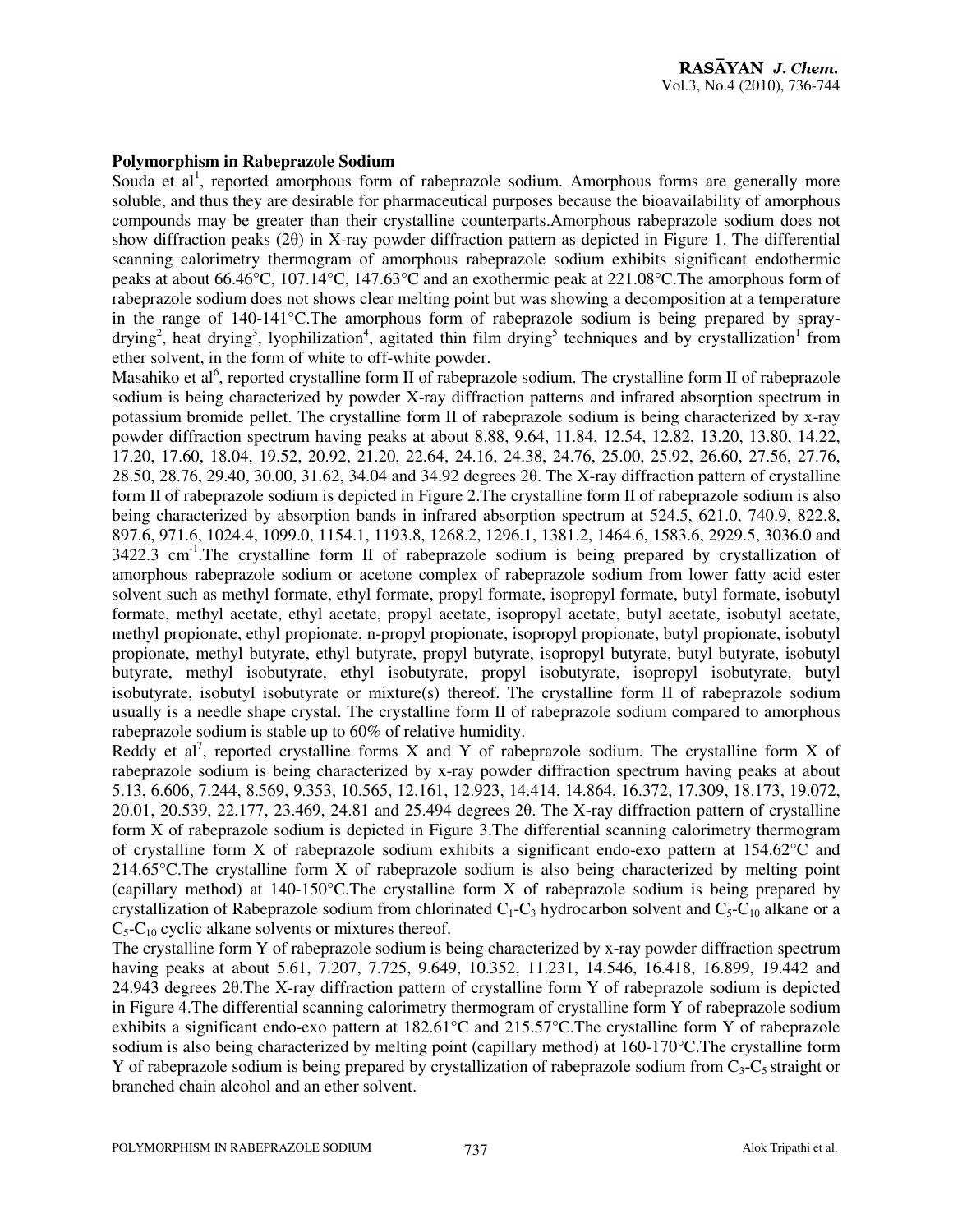### Polymorphism in Rabeprazole Sodium

Souda et al[1], reported amorphous form of rabeprazole sodium. Amorphous forms are generally more soluble, and thus they are desirable for pharmaceutical purposes because the bioavailability of amorphous compounds may be greater than their crystalline counterparts.Amorphous rabeprazole sodium does not show diffraction peaks (2θ) in X-ray powder diffraction pattern as depicted in Figure 1. The differential scanning calorimetry thermogram of amorphous rabeprazole sodium exhibits significant endothermic peaks at about 66.46°C, 107.14°C, 147.63°C and an exothermic peak at 221.08°C.The amorphous form of rabeprazole sodium does not shows clear melting point but was showing a decomposition at a temperature in the range of 140-141°C.The amorphous form of rabeprazole sodium is being prepared by spray-drying[2], heat drying[3], lyophilization[4], agitated thin film drying[5] techniques and by crystallization[1] from ether solvent, in the form of white to off-white powder.

Masahiko et al[6], reported crystalline form II of rabeprazole sodium. The crystalline form II of rabeprazole sodium is being characterized by powder X-ray diffraction patterns and infrared absorption spectrum in potassium bromide pellet. The crystalline form II of rabeprazole sodium is being characterized by x-ray powder diffraction spectrum having peaks at about 8.88, 9.64, 11.84, 12.54, 12.82, 13.20, 13.80, 14.22, 17.20, 17.60, 18.04, 19.52, 20.92, 21.20, 22.64, 24.16, 24.38, 24.76, 25.00, 25.92, 26.60, 27.56, 27.76, 28.50, 28.76, 29.40, 30.00, 31.62, 34.04 and 34.92 degrees 2θ. The X-ray diffraction pattern of crystalline form II of rabeprazole sodium is depicted in Figure 2.The crystalline form II of rabeprazole sodium is also being characterized by absorption bands in infrared absorption spectrum at 524.5, 621.0, 740.9, 822.8, 897.6, 971.6, 1024.4, 1099.0, 1154.1, 1193.8, 1268.2, 1296.1, 1381.2, 1464.6, 1583.6, 2929.5, 3036.0 and 3422.3 $cm^{-1}$.The crystalline form II of rabeprazole sodium is being prepared by crystallization of amorphous rabeprazole sodium or acetone complex of rabeprazole sodium from lower fatty acid ester solvent such as methyl formate, ethyl formate, propyl formate, isopropyl formate, butyl formate, isobutyl formate, methyl acetate, ethyl acetate, propyl acetate, isopropyl acetate, butyl acetate, isobutyl acetate, methyl propionate, ethyl propionate, n-propyl propionate, isopropyl propionate, butyl propionate, isobutyl propionate, methyl butyrate, ethyl butyrate, propyl butyrate, isopropyl butyrate, butyl butyrate, isobutyl butyrate, methyl isobutyrate, ethyl isobutyrate, propyl isobutyrate, isopropyl isobutyrate, butyl isobutyrate, isobutyl isobutyrate or mixture(s) thereof. The crystalline form II of rabeprazole sodium usually is a needle shape crystal. The crystalline form II of rabeprazole sodium compared to amorphous rabeprazole sodium is stable up to 60% of relative humidity.

Reddy et al[7], reported crystalline forms X and Y of rabeprazole sodium. The crystalline form X of rabeprazole sodium is being characterized by x-ray powder diffraction spectrum having peaks at about 5.13, 6.606, 7.244, 8.569, 9.353, 10.565, 12.161, 12.923, 14.414, 14.864, 16.372, 17.309, 18.173, 19.072, 20.01, 20.539, 22.177, 23.469, 24.81 and 25.494 degrees 2θ. The X-ray diffraction pattern of crystalline form X of rabeprazole sodium is depicted in Figure 3.The differential scanning calorimetry thermogram of crystalline form X of rabeprazole sodium exhibits a significant endo-exo pattern at 154.62°C and 214.65°C.The crystalline form X of rabeprazole sodium is also being characterized by melting point (capillary method) at 140-150°C.The crystalline form X of rabeprazole sodium is being prepared by crystallization of Rabeprazole sodium from chlorinated $C_1$-$C_3$ hydrocarbon solvent and $C_5$-$C_{10}$ alkane or a $C_5$-$C_{10}$ cyclic alkane solvents or mixtures thereof.

The crystalline form Y of rabeprazole sodium is being characterized by x-ray powder diffraction spectrum having peaks at about 5.61, 7.207, 7.725, 9.649, 10.352, 11.231, 14.546, 16.418, 16.899, 19.442 and 24.943 degrees 2θ.The X-ray diffraction pattern of crystalline form Y of rabeprazole sodium is depicted in Figure 4.The differential scanning calorimetry thermogram of crystalline form Y of rabeprazole sodium exhibits a significant endo-exo pattern at 182.61°C and 215.57°C.The crystalline form Y of rabeprazole sodium is also being characterized by melting point (capillary method) at 160-170°C.The crystalline form Y of rabeprazole sodium is being prepared by crystallization of rabeprazole sodium from $C_3$-$C_5$ straight or branched chain alcohol and an ether solvent.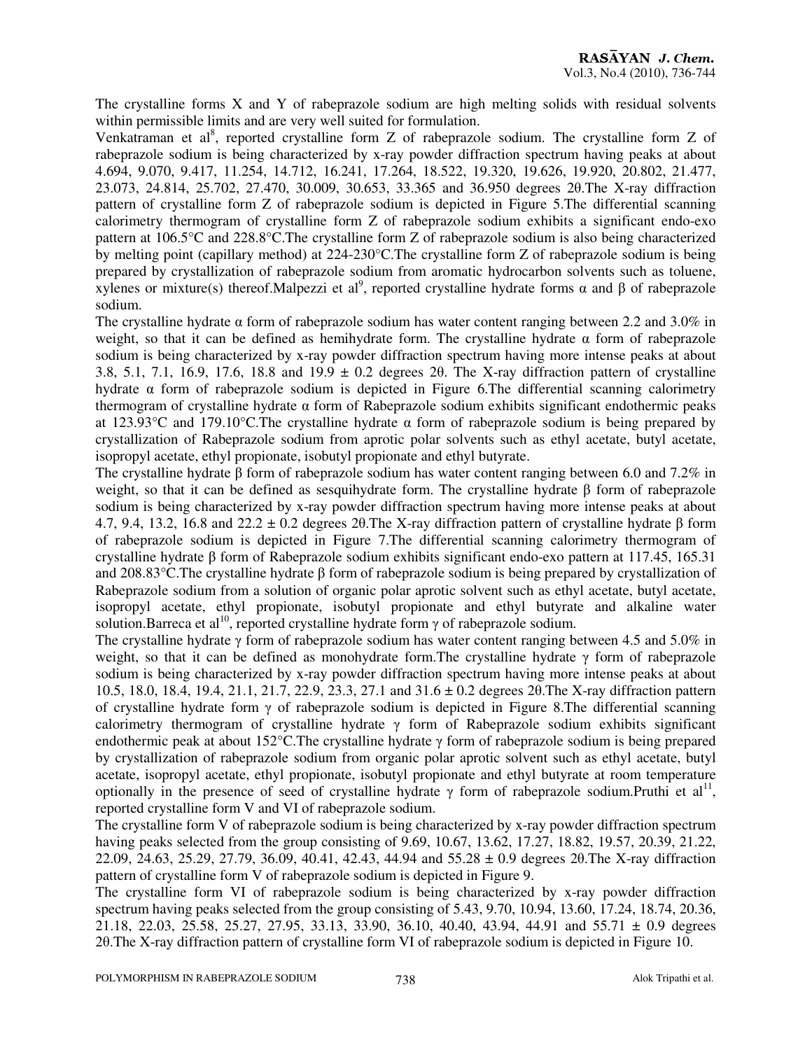The crystalline forms X and Y of rabeprazole sodium are high melting solids with residual solvents within permissible limits and are very well suited for formulation.

Venkatraman et al[8], reported crystalline form Z of rabeprazole sodium. The crystalline form Z of rabeprazole sodium is being characterized by x-ray powder diffraction spectrum having peaks at about 4.694, 9.070, 9.417, 11.254, 14.712, 16.241, 17.264, 18.522, 19.320, 19.626, 19.920, 20.802, 21.477, 23.073, 24.814, 25.702, 27.470, 30.009, 30.653, 33.365 and 36.950 degrees 2θ.The X-ray diffraction pattern of crystalline form Z of rabeprazole sodium is depicted in Figure 5.The differential scanning calorimetry thermogram of crystalline form Z of rabeprazole sodium exhibits a significant endo-exo pattern at 106.5°C and 228.8°C.The crystalline form Z of rabeprazole sodium is also being characterized by melting point (capillary method) at 224-230°C.The crystalline form Z of rabeprazole sodium is being prepared by crystallization of rabeprazole sodium from aromatic hydrocarbon solvents such as toluene, xylenes or mixture(s) thereof.Malpezzi et al[9], reported crystalline hydrate forms α and β of rabeprazole sodium.

The crystalline hydrate α form of rabeprazole sodium has water content ranging between 2.2 and 3.0% in weight, so that it can be defined as hemihydrate form. The crystalline hydrate α form of rabeprazole sodium is being characterized by x-ray powder diffraction spectrum having more intense peaks at about 3.8, 5.1, 7.1, 16.9, 17.6, 18.8 and 19.9 ± 0.2 degrees 2θ. The X-ray diffraction pattern of crystalline hydrate α form of rabeprazole sodium is depicted in Figure 6.The differential scanning calorimetry thermogram of crystalline hydrate α form of Rabeprazole sodium exhibits significant endothermic peaks at 123.93°C and 179.10°C.The crystalline hydrate α form of rabeprazole sodium is being prepared by crystallization of Rabeprazole sodium from aprotic polar solvents such as ethyl acetate, butyl acetate, isopropyl acetate, ethyl propionate, isobutyl propionate and ethyl butyrate.

The crystalline hydrate β form of rabeprazole sodium has water content ranging between 6.0 and 7.2% in weight, so that it can be defined as sesquihydrate form. The crystalline hydrate β form of rabeprazole sodium is being characterized by x-ray powder diffraction spectrum having more intense peaks at about 4.7, 9.4, 13.2, 16.8 and 22.2 ± 0.2 degrees 2θ.The X-ray diffraction pattern of crystalline hydrate β form of rabeprazole sodium is depicted in Figure 7.The differential scanning calorimetry thermogram of crystalline hydrate β form of Rabeprazole sodium exhibits significant endo-exo pattern at 117.45, 165.31 and 208.83°C.The crystalline hydrate β form of rabeprazole sodium is being prepared by crystallization of Rabeprazole sodium from a solution of organic polar aprotic solvent such as ethyl acetate, butyl acetate, isopropyl acetate, ethyl propionate, isobutyl propionate and ethyl butyrate and alkaline water solution.Barreca et al[10], reported crystalline hydrate form γ of rabeprazole sodium.

The crystalline hydrate γ form of rabeprazole sodium has water content ranging between 4.5 and 5.0% in weight, so that it can be defined as monohydrate form.The crystalline hydrate γ form of rabeprazole sodium is being characterized by x-ray powder diffraction spectrum having more intense peaks at about 10.5, 18.0, 18.4, 19.4, 21.1, 21.7, 22.9, 23.3, 27.1 and 31.6 ± 0.2 degrees 2θ.The X-ray diffraction pattern of crystalline hydrate form γ of rabeprazole sodium is depicted in Figure 8.The differential scanning calorimetry thermogram of crystalline hydrate γ form of Rabeprazole sodium exhibits significant endothermic peak at about 152°C.The crystalline hydrate γ form of rabeprazole sodium is being prepared by crystallization of rabeprazole sodium from organic polar aprotic solvent such as ethyl acetate, butyl acetate, isopropyl acetate, ethyl propionate, isobutyl propionate and ethyl butyrate at room temperature optionally in the presence of seed of crystalline hydrate γ form of rabeprazole sodium.Pruthi et al[11], reported crystalline form V and VI of rabeprazole sodium.

The crystalline form V of rabeprazole sodium is being characterized by x-ray powder diffraction spectrum having peaks selected from the group consisting of 9.69, 10.67, 13.62, 17.27, 18.82, 19.57, 20.39, 21.22, 22.09, 24.63, 25.29, 27.79, 36.09, 40.41, 42.43, 44.94 and 55.28 ± 0.9 degrees 2θ.The X-ray diffraction pattern of crystalline form V of rabeprazole sodium is depicted in Figure 9.

The crystalline form VI of rabeprazole sodium is being characterized by x-ray powder diffraction spectrum having peaks selected from the group consisting of 5.43, 9.70, 10.94, 13.60, 17.24, 18.74, 20.36, 21.18, 22.03, 25.58, 25.27, 27.95, 33.13, 33.90, 36.10, 40.40, 43.94, 44.91 and 55.71 ± 0.9 degrees 2θ.The X-ray diffraction pattern of crystalline form VI of rabeprazole sodium is depicted in Figure 10.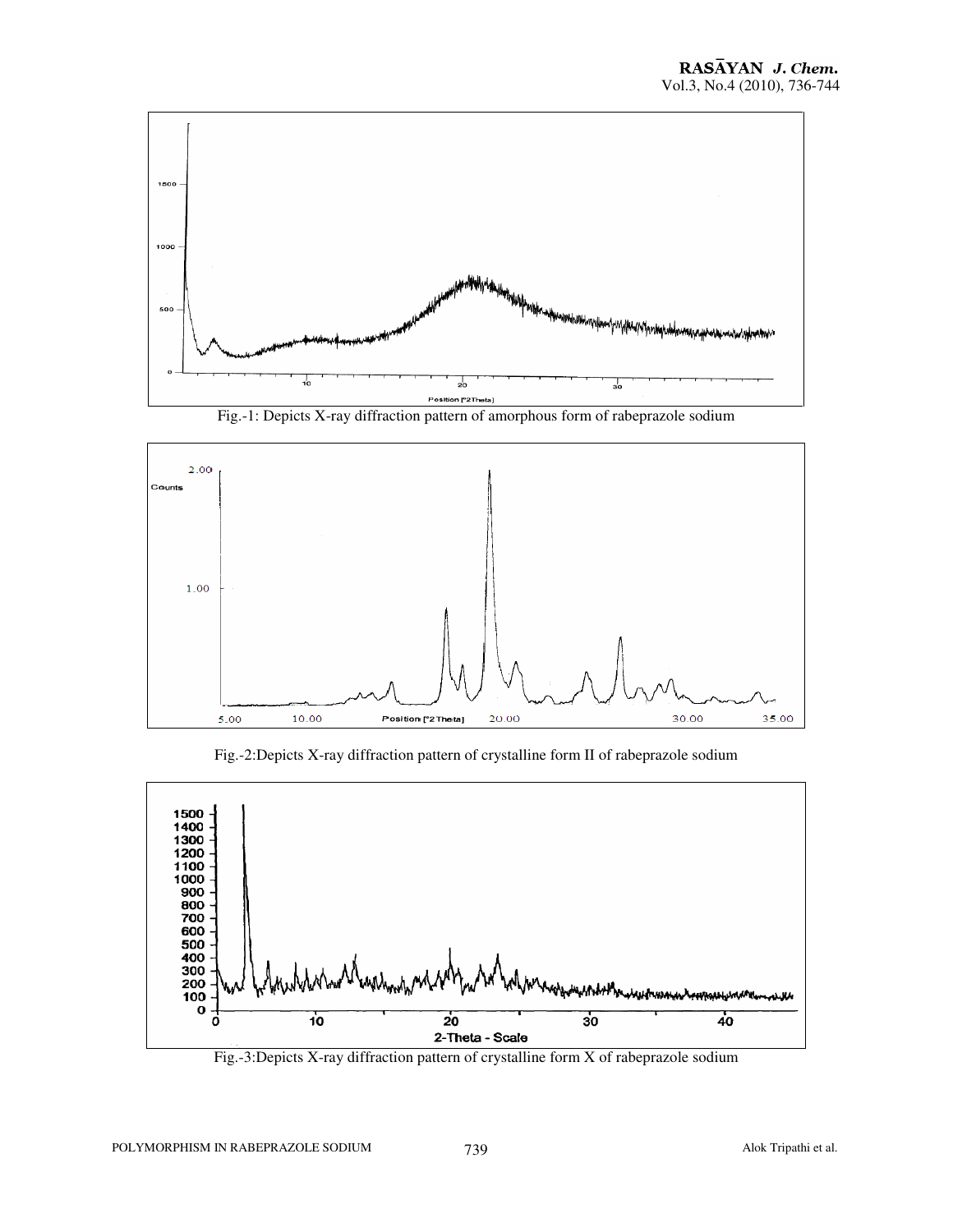Fig.-1: Depicts X-ray diffraction pattern of amorphous form of rabeprazole sodium

Fig.-2:Depicts X-ray diffraction pattern of crystalline form II of rabeprazole sodium

Fig.-3:Depicts X-ray diffraction pattern of crystalline form X of rabeprazole sodium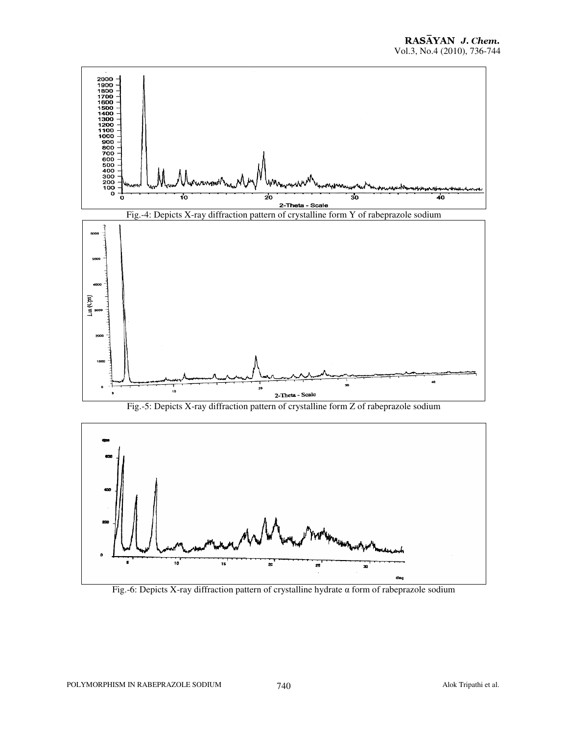Fig.-4: Depicts X-ray diffraction pattern of crystalline form Y of rabeprazole sodium

Fig.-5: Depicts X-ray diffraction pattern of crystalline form Z of rabeprazole sodium

Fig.-6: Depicts X-ray diffraction pattern of crystalline hydrate α form of rabeprazole sodium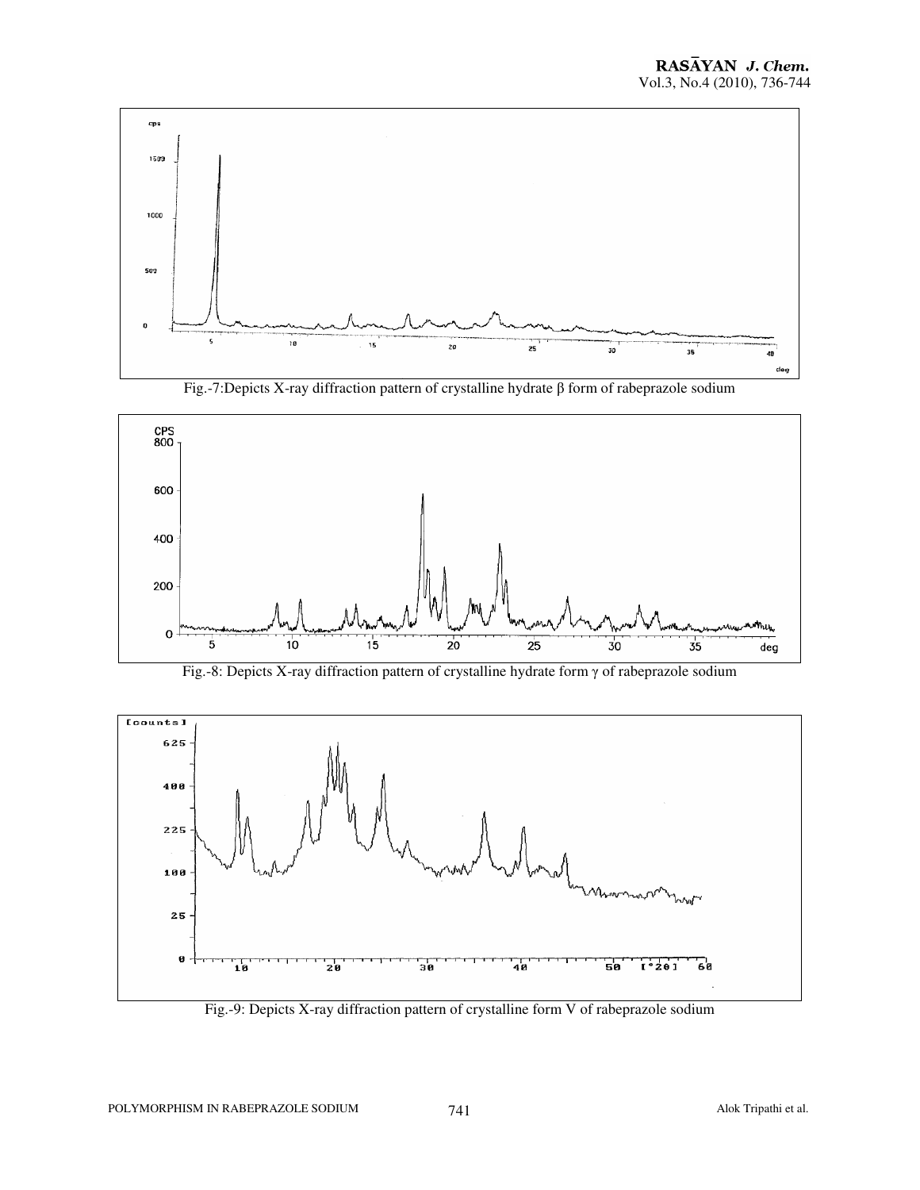Fig.-7:Depicts X-ray diffraction pattern of crystalline hydrate β form of rabeprazole sodium

Fig.-8: Depicts X-ray diffraction pattern of crystalline hydrate form γ of rabeprazole sodium

Fig.-9: Depicts X-ray diffraction pattern of crystalline form V of rabeprazole sodium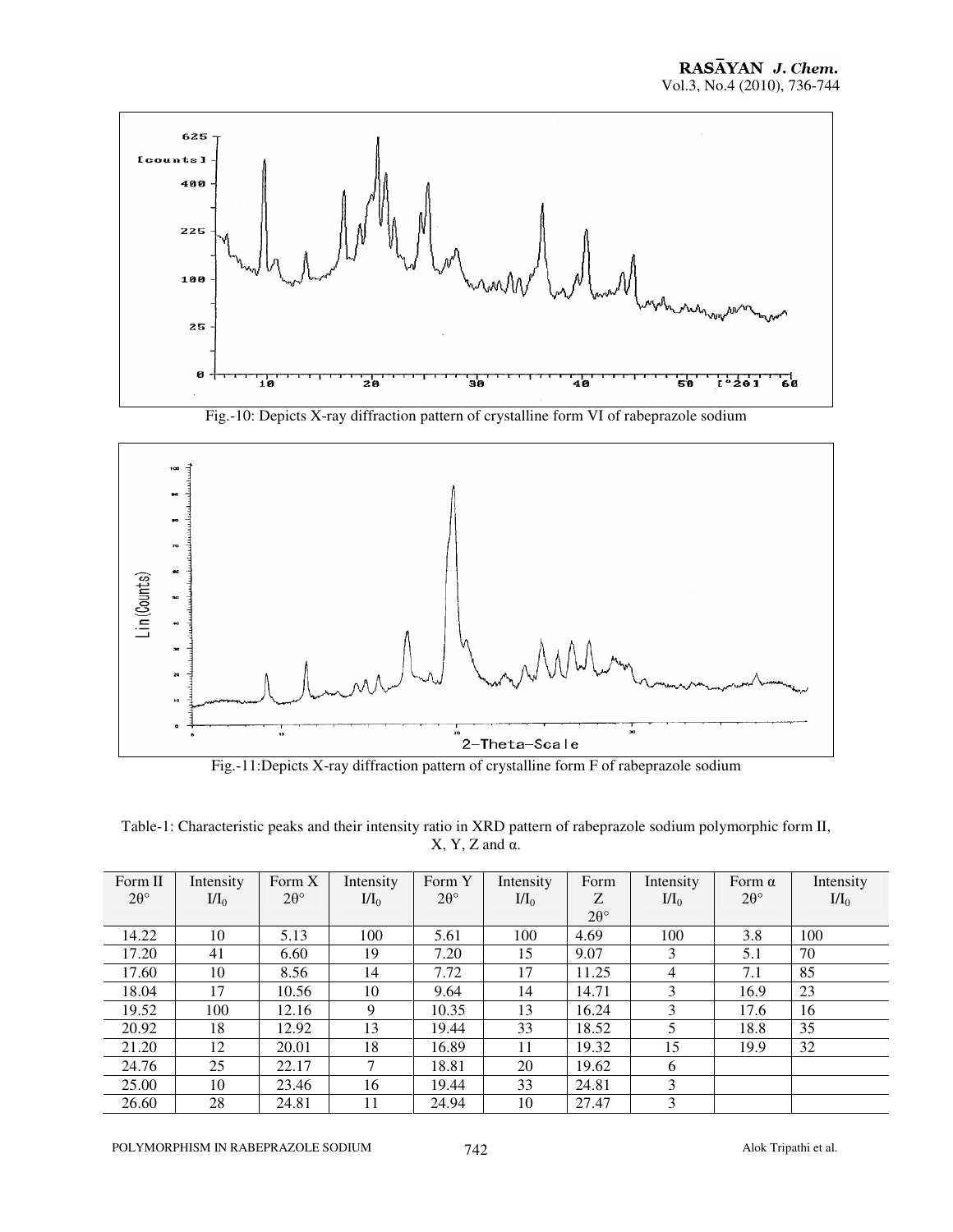Fig.-10: Depicts X-ray diffraction pattern of crystalline form VI of rabeprazole sodium

Fig.-11:Depicts X-ray diffraction pattern of crystalline form F of rabeprazole sodium

Table-1: Characteristic peaks and their intensity ratio in XRD pattern of rabeprazole sodium polymorphic form II, X, Y, Z and α.

| Form II 2θ° | Intensity $I/I_0$ | Form X 2θ° | Intensity $I/I_0$ | Form Y 2θ° | Intensity $I/I_0$ | Form Z 2θ° | Intensity $I/I_0$ | Form α 2θ° | Intensity $I/I_0$ |
|---|---|---|---|---|---|---|---|---|---|
| 14.22 | 10 | 5.13 | 100 | 5.61 | 100 | 4.69 | 100 | 3.8 | 100 |
| 17.20 | 41 | 6.60 | 19 | 7.20 | 15 | 9.07 | 3 | 5.1 | 70 |
| 17.60 | 10 | 8.56 | 14 | 7.72 | 17 | 11.25 | 4 | 7.1 | 85 |
| 18.04 | 17 | 10.56 | 10 | 9.64 | 14 | 14.71 | 3 | 16.9 | 23 |
| 19.52 | 100 | 12.16 | 9 | 10.35 | 13 | 16.24 | 3 | 17.6 | 16 |
| 20.92 | 18 | 12.92 | 13 | 19.44 | 33 | 18.52 | 5 | 18.8 | 35 |
| 21.20 | 12 | 20.01 | 18 | 16.89 | 11 | 19.32 | 15 | 19.9 | 32 |
| 24.76 | 25 | 22.17 | 7 | 18.81 | 20 | 19.62 | 6 | | |
| 25.00 | 10 | 23.46 | 16 | 19.44 | 33 | 24.81 | 3 | | |
| 26.60 | 28 | 24.81 | 11 | 24.94 | 10 | 27.47 | 3 | | |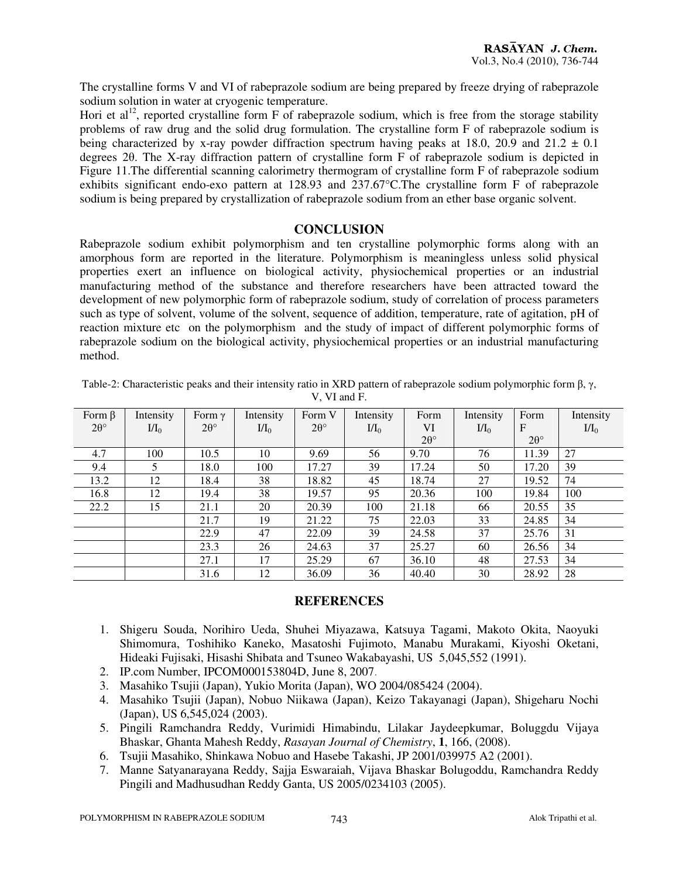The crystalline forms V and VI of rabeprazole sodium are being prepared by freeze drying of rabeprazole sodium solution in water at cryogenic temperature.

Hori et al[12], reported crystalline form F of rabeprazole sodium, which is free from the storage stability problems of raw drug and the solid drug formulation. The crystalline form F of rabeprazole sodium is being characterized by x-ray powder diffraction spectrum having peaks at 18.0, 20.9 and 21.2 ± 0.1 degrees 2θ. The X-ray diffraction pattern of crystalline form F of rabeprazole sodium is depicted in Figure 11.The differential scanning calorimetry thermogram of crystalline form F of rabeprazole sodium exhibits significant endo-exo pattern at 128.93 and 237.67°C.The crystalline form F of rabeprazole sodium is being prepared by crystallization of rabeprazole sodium from an ether base organic solvent.

## CONCLUSION

Rabeprazole sodium exhibit polymorphism and ten crystalline polymorphic forms along with an amorphous form are reported in the literature. Polymorphism is meaningless unless solid physical properties exert an influence on biological activity, physiochemical properties or an industrial manufacturing method of the substance and therefore researchers have been attracted toward the development of new polymorphic form of rabeprazole sodium, study of correlation of process parameters such as type of solvent, volume of the solvent, sequence of addition, temperature, rate of agitation, pH of reaction mixture etc on the polymorphism and the study of impact of different polymorphic forms of rabeprazole sodium on the biological activity, physiochemical properties or an industrial manufacturing method.

Table-2: Characteristic peaks and their intensity ratio in XRD pattern of rabeprazole sodium polymorphic form β, γ, V, VI and F.

| Form β 2θ° | Intensity $I/I_0$ | Form γ 2θ° | Intensity $I/I_0$ | Form V 2θ° | Intensity $I/I_0$ | Form VI 2θ° | Intensity $I/I_0$ | Form F 2θ° | Intensity $I/I_0$ |
|---|---|---|---|---|---|---|---|---|---|
| 4.7 | 100 | 10.5 | 10 | 9.69 | 56 | 9.70 | 76 | 11.39 | 27 |
| 9.4 | 5 | 18.0 | 100 | 17.27 | 39 | 17.24 | 50 | 17.20 | 39 |
| 13.2 | 12 | 18.4 | 38 | 18.82 | 45 | 18.74 | 27 | 19.52 | 74 |
| 16.8 | 12 | 19.4 | 38 | 19.57 | 95 | 20.36 | 100 | 19.84 | 100 |
| 22.2 | 15 | 21.1 | 20 | 20.39 | 100 | 21.18 | 66 | 20.55 | 35 |
| | | 21.7 | 19 | 21.22 | 75 | 22.03 | 33 | 24.85 | 34 |
| | | 22.9 | 47 | 22.09 | 39 | 24.58 | 37 | 25.76 | 31 |
| | | 23.3 | 26 | 24.63 | 37 | 25.27 | 60 | 26.56 | 34 |
| | | 27.1 | 17 | 25.29 | 67 | 36.10 | 48 | 27.53 | 34 |
| | | 31.6 | 12 | 36.09 | 36 | 40.40 | 30 | 28.92 | 28 |

## REFERENCES

1. Shigeru Souda, Norihiro Ueda, Shuhei Miyazawa, Katsuya Tagami, Makoto Okita, Naoyuki Shimomura, Toshihiko Kaneko, Masatoshi Fujimoto, Manabu Murakami, Kiyoshi Oketani, Hideaki Fujisaki, Hisashi Shibata and Tsuneo Wakabayashi, US 5,045,552 (1991).
2. IP.com Number, IPCOM000153804D, June 8, 2007.
3. Masahiko Tsujii (Japan), Yukio Morita (Japan), WO 2004/085424 (2004).
4. Masahiko Tsujii (Japan), Nobuo Niikawa (Japan), Keizo Takayanagi (Japan), Shigeharu Nochi (Japan), US 6,545,024 (2003).
5. Pingili Ramchandra Reddy, Vurimidi Himabindu, Lilakar Jaydeepkumar, Boluggdu Vijaya Bhaskar, Ghanta Mahesh Reddy, *Rasayan Journal of Chemistry*, **1**, 166, (2008).
6. Tsujii Masahiko, Shinkawa Nobuo and Hasebe Takashi, JP 2001/039975 A2 (2001).
7. Manne Satyanarayana Reddy, Sajja Eswaraiah, Vijava Bhaskar Bolugoddu, Ramchandra Reddy Pingili and Madhusudhan Reddy Ganta, US 2005/0234103 (2005).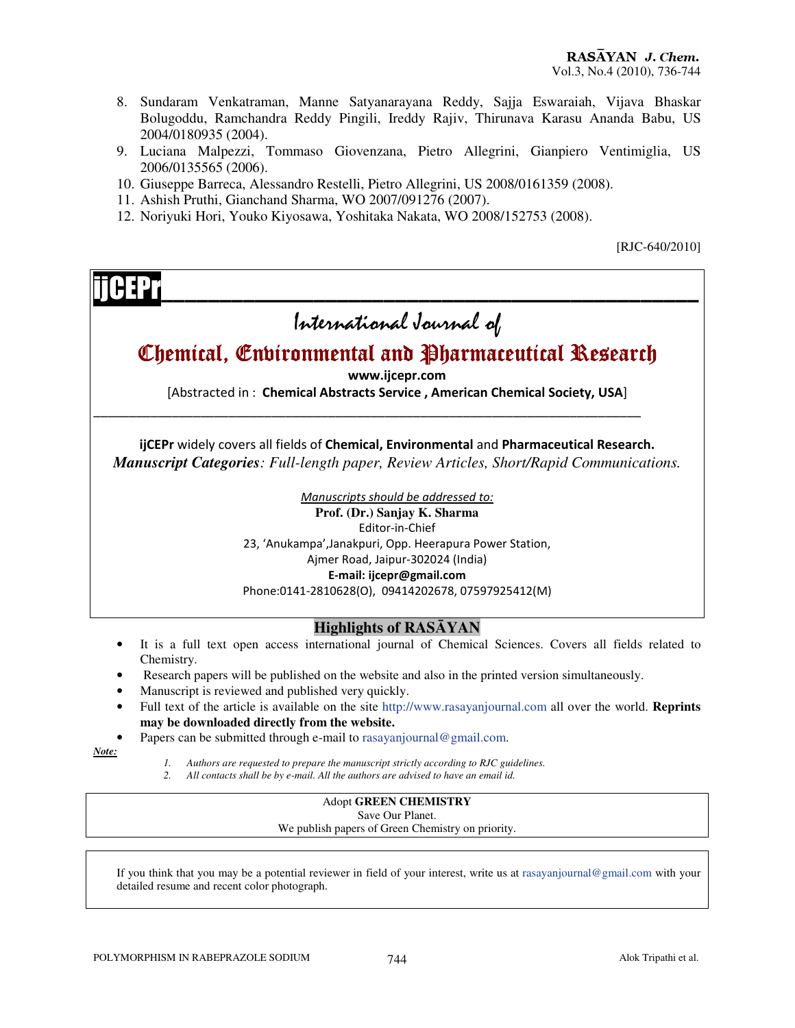8. Sundaram Venkatraman, Manne Satyanarayana Reddy, Sajja Eswaraiah, Vijava Bhaskar Bolugoddu, Ramchandra Reddy Pingili, Ireddy Rajiv, Thirunava Karasu Ananda Babu, US 2004/0180935 (2004).
9. Luciana Malpezzi, Tommaso Giovenzana, Pietro Allegrini, Gianpiero Ventimiglia, US 2006/0135565 (2006).
10. Giuseppe Barreca, Alessandro Restelli, Pietro Allegrini, US 2008/0161359 (2008).
11. Ashish Pruthi, Gianchand Sharma, WO 2007/091276 (2007).
12. Noriyuki Hori, Youko Kiyosawa, Yoshitaka Nakata, WO 2008/152753 (2008).

[RJC-640/2010]

**ijCEPr**

*International Journal of*

## Chemical, Environmental and Pharmaceutical Research

**www.ijcepr.com**

[Abstracted in : **Chemical Abstracts Service , American Chemical Society, USA**]

**ijCEPr** widely covers all fields of **Chemical, Environmental** and **Pharmaceutical Research.**
***Manuscript Categories****: Full-length paper, Review Articles, Short/Rapid Communications.*

*Manuscripts should be addressed to:*
**Prof. (Dr.) Sanjay K. Sharma**
Editor-in-Chief
23, 'Anukampa',Janakpuri, Opp. Heerapura Power Station,
Ajmer Road, Jaipur-302024 (India)
**E-mail: ijcepr@gmail.com**
Phone:0141-2810628(O), 09414202678, 07597925412(M)

## Highlights of RASĀYAN

- It is a full text open access international journal of Chemical Sciences. Covers all fields related to Chemistry.
- Research papers will be published on the website and also in the printed version simultaneously.
- Manuscript is reviewed and published very quickly.
- Full text of the article is available on the site http://www.rasayanjournal.com all over the world. **Reprints may be downloaded directly from the website.**
- Papers can be submitted through e-mail to rasayanjournal@gmail.com.

***Note:***

1. *Authors are requested to prepare the manuscript strictly according to RJC guidelines.*
2. *All contacts shall be by e-mail. All the authors are advised to have an email id.*

Adopt **GREEN CHEMISTRY**
Save Our Planet.
We publish papers of Green Chemistry on priority.

If you think that you may be a potential reviewer in field of your interest, write us at rasayanjournal@gmail.com with your detailed resume and recent color photograph.